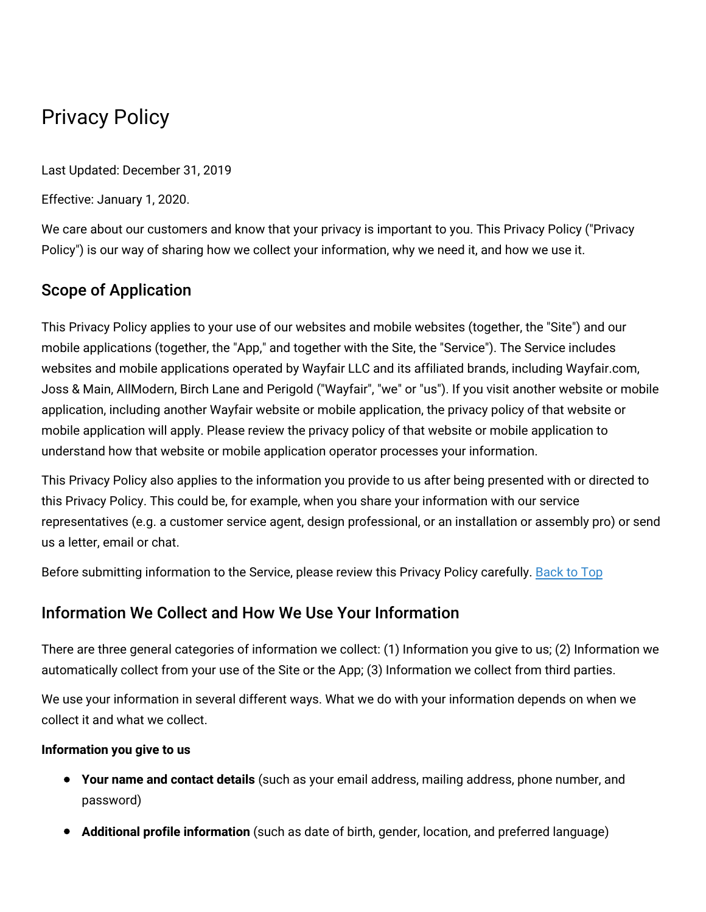# Privacy Policy

Last Updated: December 31, 2019

Effective: January 1, 2020.

We care about our customers and know that your privacy is important to you. This Privacy Policy ("Privacy Policy") is our way of sharing how we collect your information, why we need it, and how we use it.

## Scope of Application

This Privacy Policy applies to your use of our websites and mobile websites (together, the "Site") and our mobile applications (together, the "App," and together with the Site, the "Service"). The Service includes websites and mobile applications operated by Wayfair LLC and its affiliated brands, including Wayfair.com, Joss & Main, AllModern, Birch Lane and Perigold ("Wayfair", "we" or "us"). If you visit another website or mobile application, including another Wayfair website or mobile application, the privacy policy of that website or mobile application will apply. Please review the privacy policy of that website or mobile application to understand how that website or mobile application operator processes your information.

This Privacy Policy also applies to the information you provide to us after being presented with or directed to this Privacy Policy. This could be, for example, when you share your information with our service representatives (e.g. a customer service agent, design professional, or an installation or assembly pro) or send us a letter, email or chat.

Before submitting information to the Service, please review this Privacy Policy carefully. Back to Top

## Information We Collect and How We Use Your Information

There are three general categories of information we collect: (1) Information you give to us; (2) Information we automatically collect from your use of the Site or the App; (3) Information we collect from third parties.

We use your information in several different ways. What we do with your information depends on when we collect it and what we collect.

**Information you give to us**

- **Your name and contact details** (such as your email address, mailing address, phone number, and password)
- **Additional profile information** (such as date of birth, gender, location, and preferred language)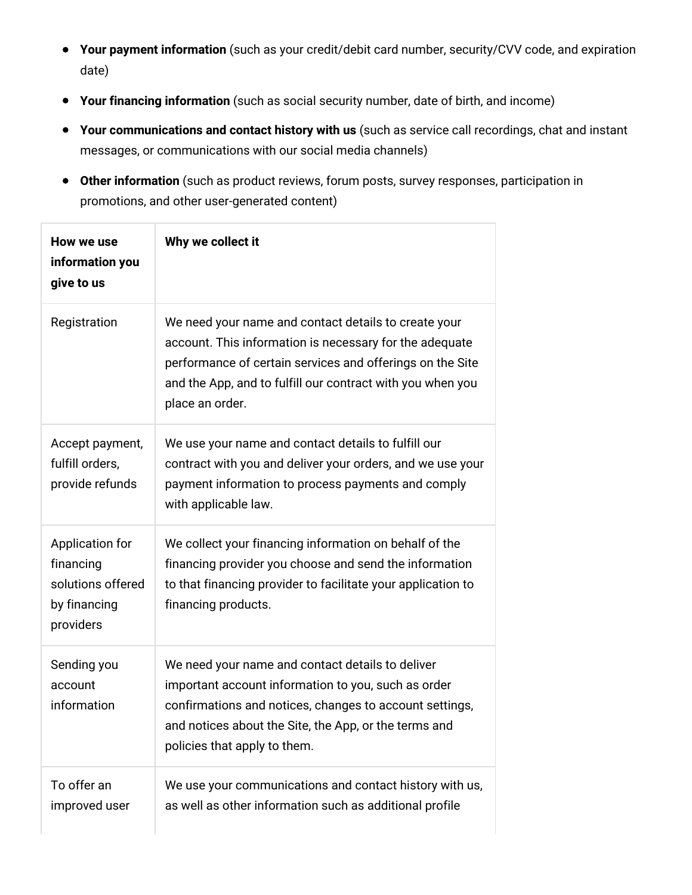- **Your payment information** (such as your credit/debit card number, security/CVV code, and expiration date)
- **Your financing information** (such as social security number, date of birth, and income)
- **Your communications and contact history with us** (such as service call recordings, chat and instant messages, or communications with our social media channels)
- **Other information** (such as product reviews, forum posts, survey responses, participation in promotions, and other user-generated content)

| **How we use information you give to us** | **Why we collect it** |
|---|---|
| Registration | We need your name and contact details to create your account. This information is necessary for the adequate performance of certain services and offerings on the Site and the App, and to fulfill our contract with you when you place an order. |
| Accept payment, fulfill orders, provide refunds | We use your name and contact details to fulfill our contract with you and deliver your orders, and we use your payment information to process payments and comply with applicable law. |
| Application for financing solutions offered by financing providers | We collect your financing information on behalf of the financing provider you choose and send the information to that financing provider to facilitate your application to financing products. |
| Sending you account information | We need your name and contact details to deliver important account information to you, such as order confirmations and notices, changes to account settings, and notices about the Site, the App, or the terms and policies that apply to them. |
| To offer an improved user | We use your communications and contact history with us, as well as other information such as additional profile |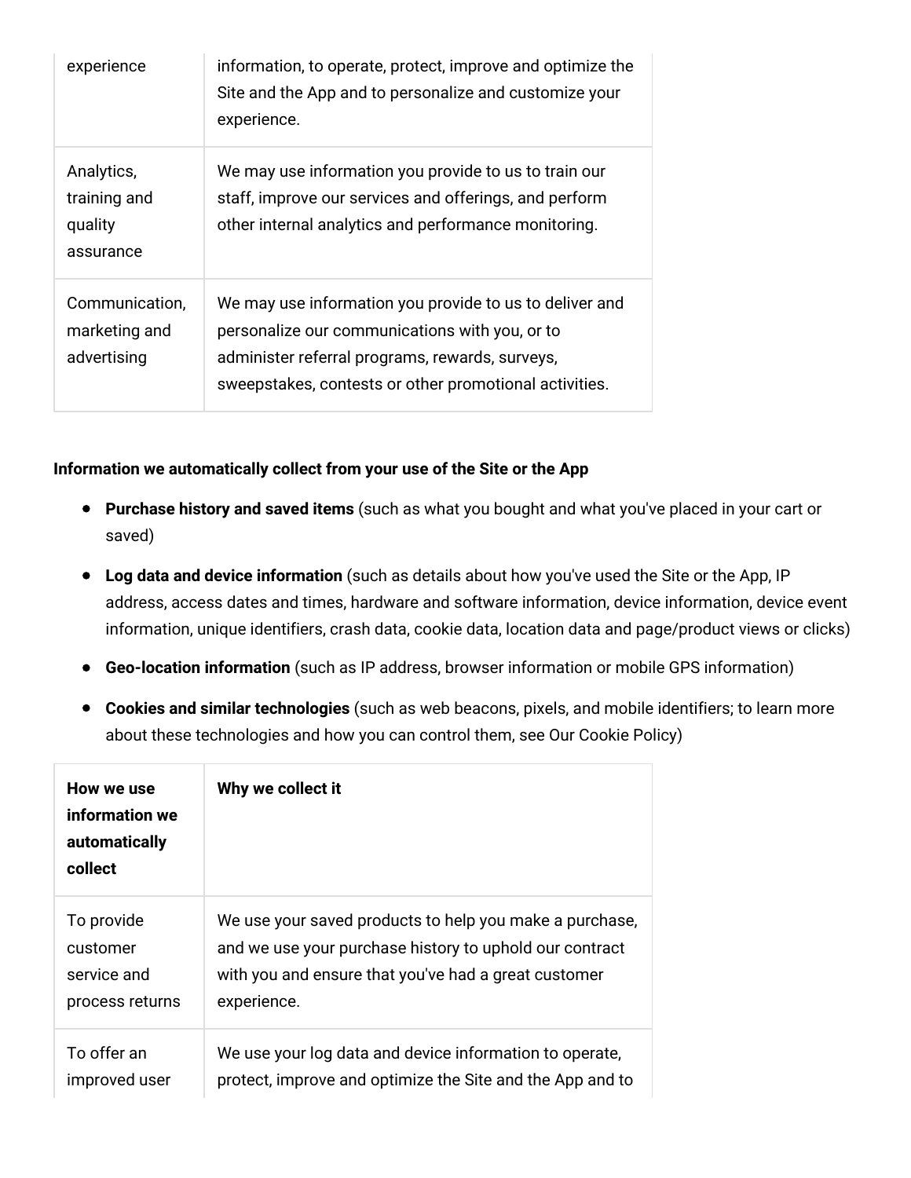| | |
|---|---|
| experience | information, to operate, protect, improve and optimize the Site and the App and to personalize and customize your experience. |
| Analytics, training and quality assurance | We may use information you provide to us to train our staff, improve our services and offerings, and perform other internal analytics and performance monitoring. |
| Communication, marketing and advertising | We may use information you provide to us to deliver and personalize our communications with you, or to administer referral programs, rewards, surveys, sweepstakes, contests or other promotional activities. |

**Information we automatically collect from your use of the Site or the App**

- **Purchase history and saved items** (such as what you bought and what you've placed in your cart or saved)
- **Log data and device information** (such as details about how you've used the Site or the App, IP address, access dates and times, hardware and software information, device information, device event information, unique identifiers, crash data, cookie data, location data and page/product views or clicks)
- **Geo-location information** (such as IP address, browser information or mobile GPS information)
- **Cookies and similar technologies** (such as web beacons, pixels, and mobile identifiers; to learn more about these technologies and how you can control them, see Our Cookie Policy)

| **How we use information we automatically collect** | **Why we collect it** |
|---|---|
| To provide customer service and process returns | We use your saved products to help you make a purchase, and we use your purchase history to uphold our contract with you and ensure that you've had a great customer experience. |
| To offer an improved user | We use your log data and device information to operate, protect, improve and optimize the Site and the App and to |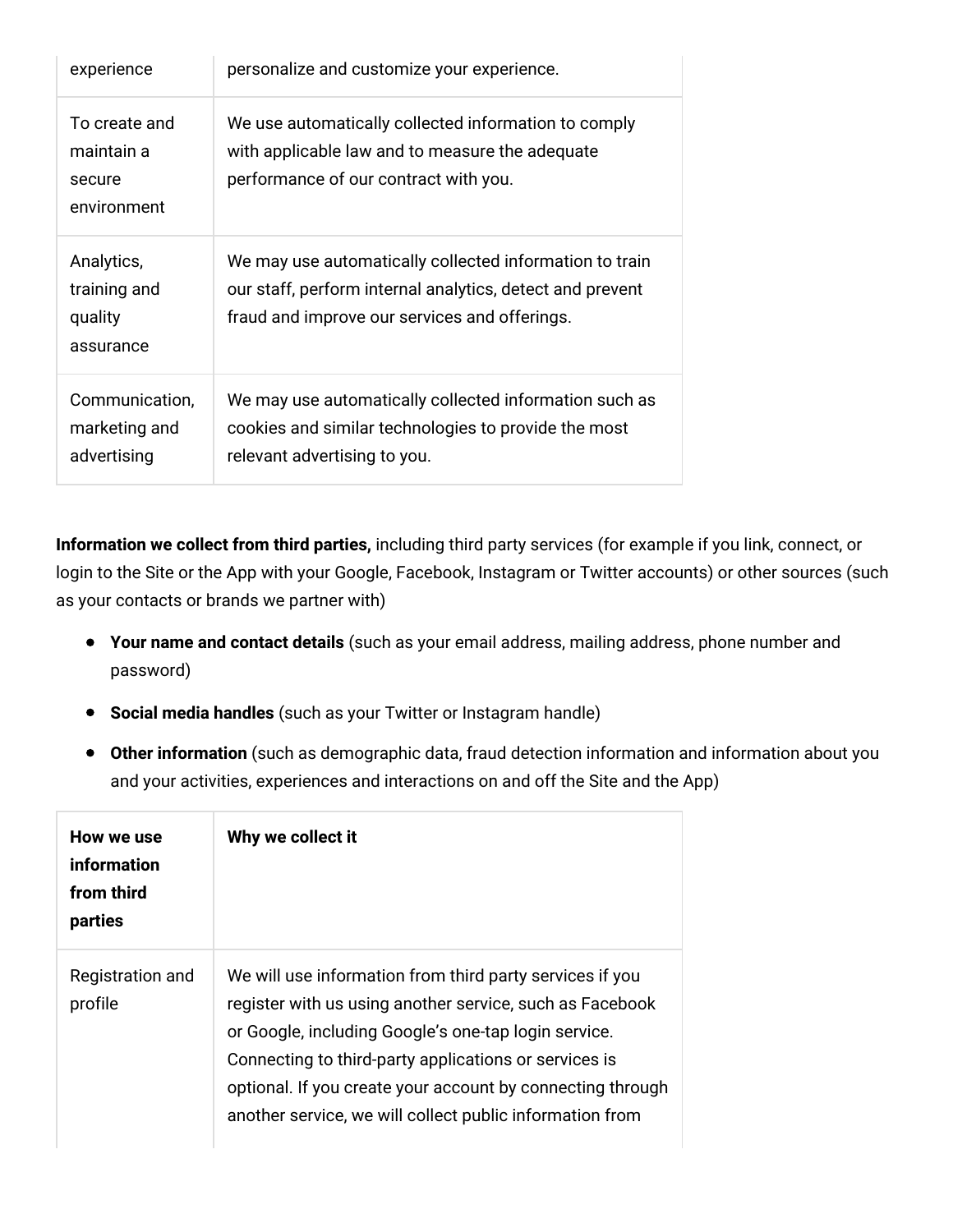| | |
|---|---|
| experience | personalize and customize your experience. |
| To create and maintain a secure environment | We use automatically collected information to comply with applicable law and to measure the adequate performance of our contract with you. |
| Analytics, training and quality assurance | We may use automatically collected information to train our staff, perform internal analytics, detect and prevent fraud and improve our services and offerings. |
| Communication, marketing and advertising | We may use automatically collected information such as cookies and similar technologies to provide the most relevant advertising to you. |

**Information we collect from third parties,** including third party services (for example if you link, connect, or login to the Site or the App with your Google, Facebook, Instagram or Twitter accounts) or other sources (such as your contacts or brands we partner with)

- **Your name and contact details** (such as your email address, mailing address, phone number and password)
- **Social media handles** (such as your Twitter or Instagram handle)
- **Other information** (such as demographic data, fraud detection information and information about you and your activities, experiences and interactions on and off the Site and the App)

| How we use information from third parties | Why we collect it |
|---|---|
| Registration and profile | We will use information from third party services if you register with us using another service, such as Facebook or Google, including Google's one-tap login service. Connecting to third-party applications or services is optional. If you create your account by connecting through another service, we will collect public information from |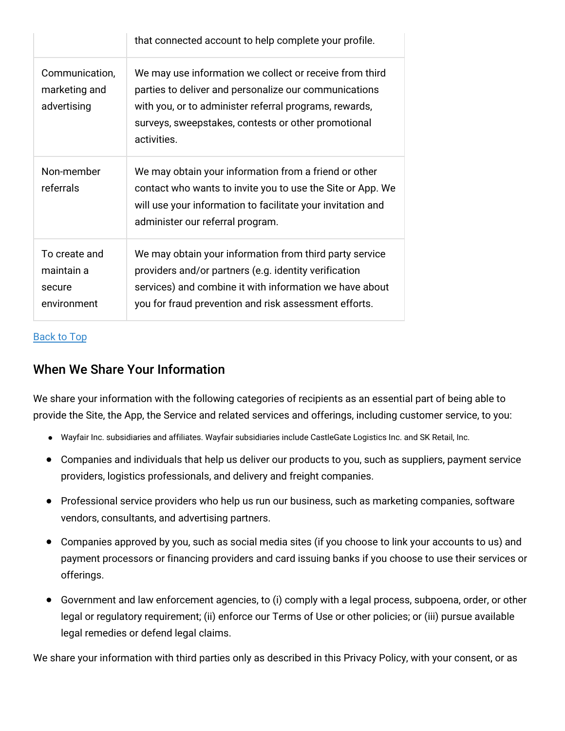| | |
|---|---|
| | that connected account to help complete your profile. |
| Communication, marketing and advertising | We may use information we collect or receive from third parties to deliver and personalize our communications with you, or to administer referral programs, rewards, surveys, sweepstakes, contests or other promotional activities. |
| Non-member referrals | We may obtain your information from a friend or other contact who wants to invite you to use the Site or App. We will use your information to facilitate your invitation and administer our referral program. |
| To create and maintain a secure environment | We may obtain your information from third party service providers and/or partners (e.g. identity verification services) and combine it with information we have about you for fraud prevention and risk assessment efforts. |

[Back to Top]

## When We Share Your Information

We share your information with the following categories of recipients as an essential part of being able to provide the Site, the App, the Service and related services and offerings, including customer service, to you:

- Wayfair Inc. subsidiaries and affiliates. Wayfair subsidiaries include CastleGate Logistics Inc. and SK Retail, Inc.
- Companies and individuals that help us deliver our products to you, such as suppliers, payment service providers, logistics professionals, and delivery and freight companies.
- Professional service providers who help us run our business, such as marketing companies, software vendors, consultants, and advertising partners.
- Companies approved by you, such as social media sites (if you choose to link your accounts to us) and payment processors or financing providers and card issuing banks if you choose to use their services or offerings.
- Government and law enforcement agencies, to (i) comply with a legal process, subpoena, order, or other legal or regulatory requirement; (ii) enforce our Terms of Use or other policies; or (iii) pursue available legal remedies or defend legal claims.

We share your information with third parties only as described in this Privacy Policy, with your consent, or as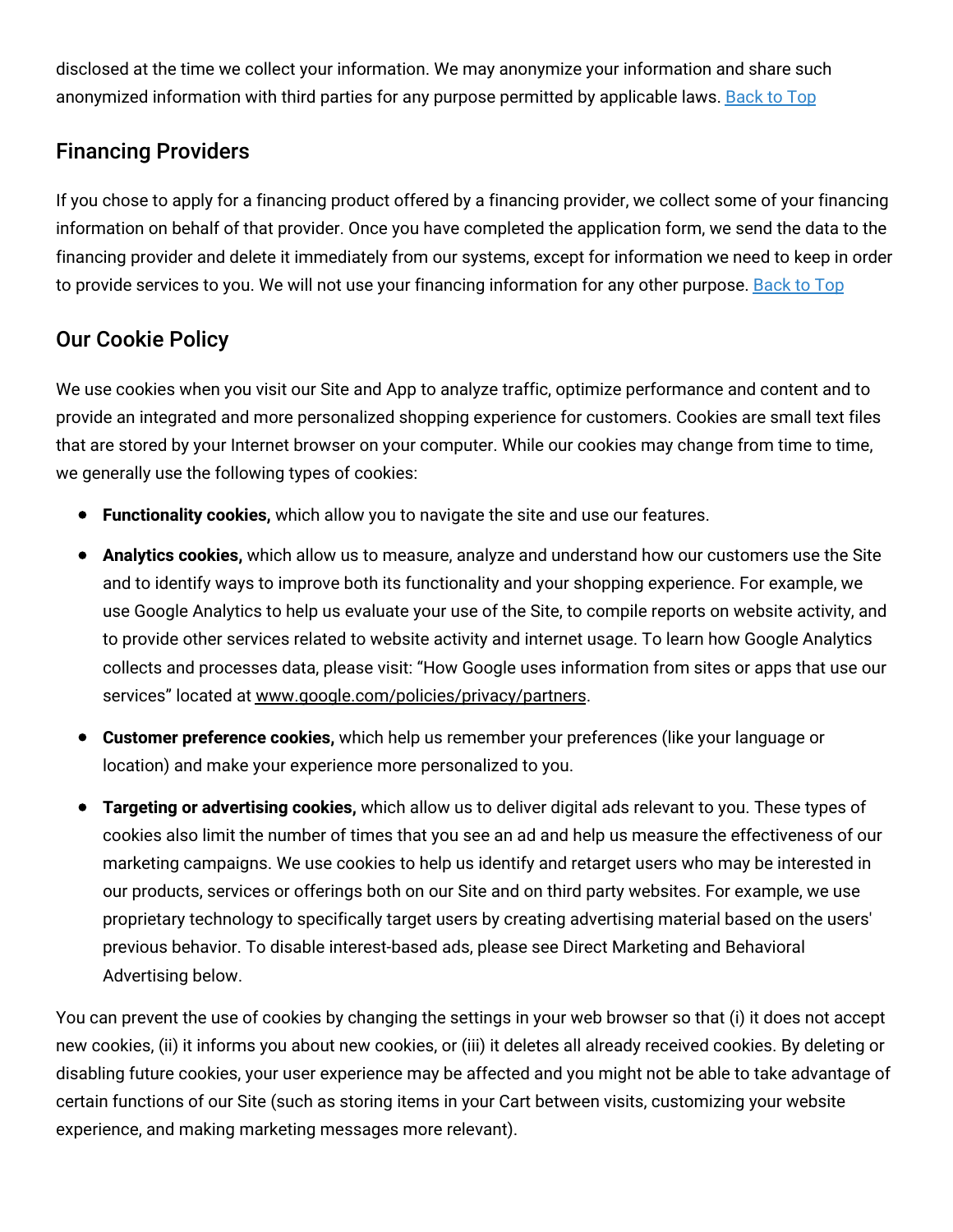disclosed at the time we collect your information. We may anonymize your information and share such anonymized information with third parties for any purpose permitted by applicable laws. [Back to Top]

## Financing Providers

If you chose to apply for a financing product offered by a financing provider, we collect some of your financing information on behalf of that provider. Once you have completed the application form, we send the data to the financing provider and delete it immediately from our systems, except for information we need to keep in order to provide services to you. We will not use your financing information for any other purpose. [Back to Top]

## Our Cookie Policy

We use cookies when you visit our Site and App to analyze traffic, optimize performance and content and to provide an integrated and more personalized shopping experience for customers. Cookies are small text files that are stored by your Internet browser on your computer. While our cookies may change from time to time, we generally use the following types of cookies:

- **Functionality cookies,** which allow you to navigate the site and use our features.
- **Analytics cookies,** which allow us to measure, analyze and understand how our customers use the Site and to identify ways to improve both its functionality and your shopping experience. For example, we use Google Analytics to help us evaluate your use of the Site, to compile reports on website activity, and to provide other services related to website activity and internet usage. To learn how Google Analytics collects and processes data, please visit: "How Google uses information from sites or apps that use our services" located at www.google.com/policies/privacy/partners.
- **Customer preference cookies,** which help us remember your preferences (like your language or location) and make your experience more personalized to you.
- **Targeting or advertising cookies,** which allow us to deliver digital ads relevant to you. These types of cookies also limit the number of times that you see an ad and help us measure the effectiveness of our marketing campaigns. We use cookies to help us identify and retarget users who may be interested in our products, services or offerings both on our Site and on third party websites. For example, we use proprietary technology to specifically target users by creating advertising material based on the users' previous behavior. To disable interest-based ads, please see Direct Marketing and Behavioral Advertising below.

You can prevent the use of cookies by changing the settings in your web browser so that (i) it does not accept new cookies, (ii) it informs you about new cookies, or (iii) it deletes all already received cookies. By deleting or disabling future cookies, your user experience may be affected and you might not be able to take advantage of certain functions of our Site (such as storing items in your Cart between visits, customizing your website experience, and making marketing messages more relevant).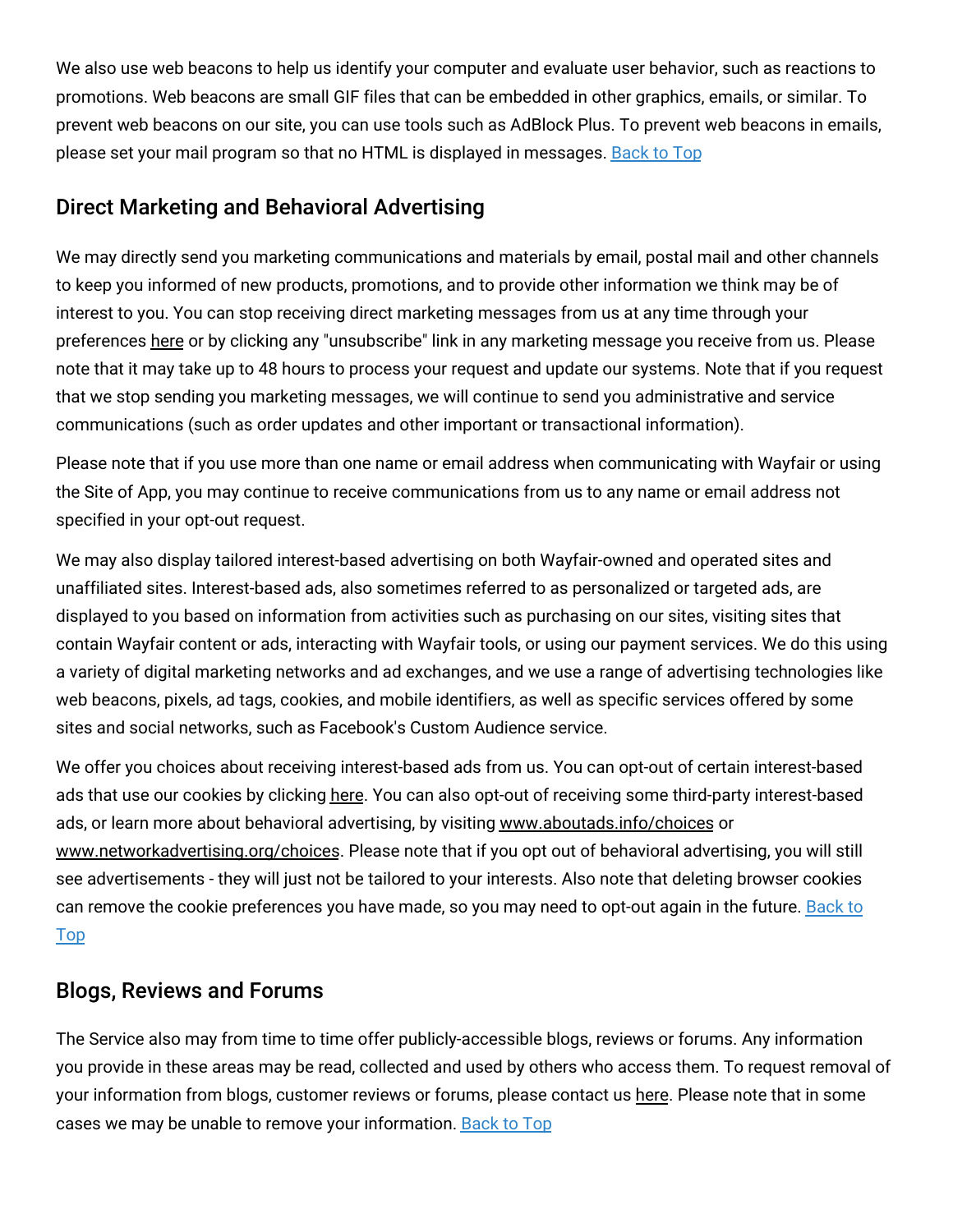We also use web beacons to help us identify your computer and evaluate user behavior, such as reactions to promotions. Web beacons are small GIF files that can be embedded in other graphics, emails, or similar. To prevent web beacons on our site, you can use tools such as AdBlock Plus. To prevent web beacons in emails, please set your mail program so that no HTML is displayed in messages. Back to Top

## Direct Marketing and Behavioral Advertising

We may directly send you marketing communications and materials by email, postal mail and other channels to keep you informed of new products, promotions, and to provide other information we think may be of interest to you. You can stop receiving direct marketing messages from us at any time through your preferences here or by clicking any "unsubscribe" link in any marketing message you receive from us. Please note that it may take up to 48 hours to process your request and update our systems. Note that if you request that we stop sending you marketing messages, we will continue to send you administrative and service communications (such as order updates and other important or transactional information).

Please note that if you use more than one name or email address when communicating with Wayfair or using the Site of App, you may continue to receive communications from us to any name or email address not specified in your opt-out request.

We may also display tailored interest-based advertising on both Wayfair-owned and operated sites and unaffiliated sites. Interest-based ads, also sometimes referred to as personalized or targeted ads, are displayed to you based on information from activities such as purchasing on our sites, visiting sites that contain Wayfair content or ads, interacting with Wayfair tools, or using our payment services. We do this using a variety of digital marketing networks and ad exchanges, and we use a range of advertising technologies like web beacons, pixels, ad tags, cookies, and mobile identifiers, as well as specific services offered by some sites and social networks, such as Facebook's Custom Audience service.

We offer you choices about receiving interest-based ads from us. You can opt-out of certain interest-based ads that use our cookies by clicking here. You can also opt-out of receiving some third-party interest-based ads, or learn more about behavioral advertising, by visiting www.aboutads.info/choices or www.networkadvertising.org/choices. Please note that if you opt out of behavioral advertising, you will still see advertisements - they will just not be tailored to your interests. Also note that deleting browser cookies can remove the cookie preferences you have made, so you may need to opt-out again in the future. Back to Top

## Blogs, Reviews and Forums

The Service also may from time to time offer publicly-accessible blogs, reviews or forums. Any information you provide in these areas may be read, collected and used by others who access them. To request removal of your information from blogs, customer reviews or forums, please contact us here. Please note that in some cases we may be unable to remove your information. Back to Top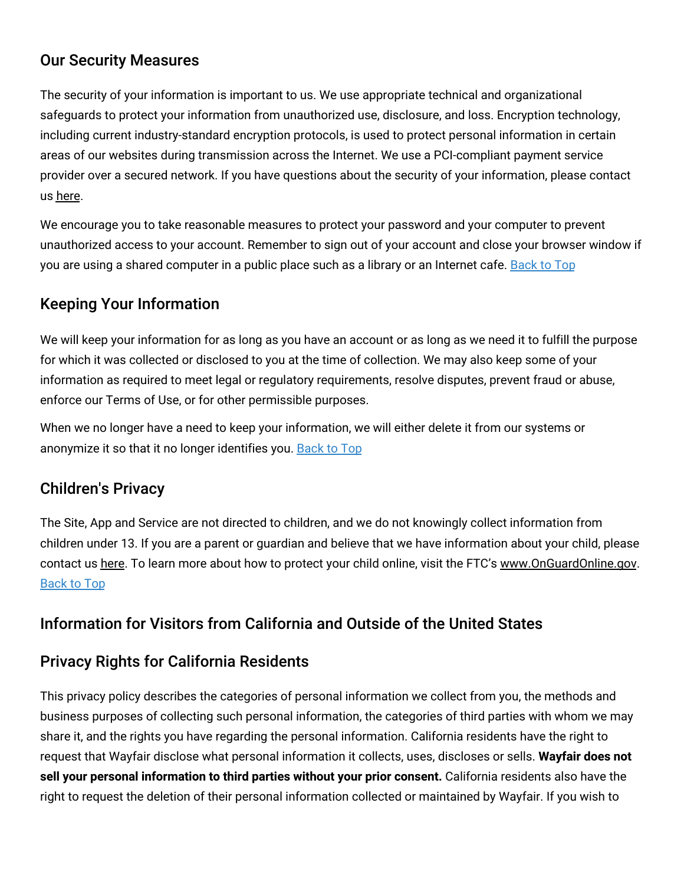## Our Security Measures

The security of your information is important to us. We use appropriate technical and organizational safeguards to protect your information from unauthorized use, disclosure, and loss. Encryption technology, including current industry-standard encryption protocols, is used to protect personal information in certain areas of our websites during transmission across the Internet. We use a PCI-compliant payment service provider over a secured network. If you have questions about the security of your information, please contact us here.

We encourage you to take reasonable measures to protect your password and your computer to prevent unauthorized access to your account. Remember to sign out of your account and close your browser window if you are using a shared computer in a public place such as a library or an Internet cafe. Back to Top

## Keeping Your Information

We will keep your information for as long as you have an account or as long as we need it to fulfill the purpose for which it was collected or disclosed to you at the time of collection. We may also keep some of your information as required to meet legal or regulatory requirements, resolve disputes, prevent fraud or abuse, enforce our Terms of Use, or for other permissible purposes.

When we no longer have a need to keep your information, we will either delete it from our systems or anonymize it so that it no longer identifies you. Back to Top

## Children's Privacy

The Site, App and Service are not directed to children, and we do not knowingly collect information from children under 13. If you are a parent or guardian and believe that we have information about your child, please contact us here. To learn more about how to protect your child online, visit the FTC's www.OnGuardOnline.gov. Back to Top

## Information for Visitors from California and Outside of the United States

## Privacy Rights for California Residents

This privacy policy describes the categories of personal information we collect from you, the methods and business purposes of collecting such personal information, the categories of third parties with whom we may share it, and the rights you have regarding the personal information. California residents have the right to request that Wayfair disclose what personal information it collects, uses, discloses or sells. **Wayfair does not sell your personal information to third parties without your prior consent.** California residents also have the right to request the deletion of their personal information collected or maintained by Wayfair. If you wish to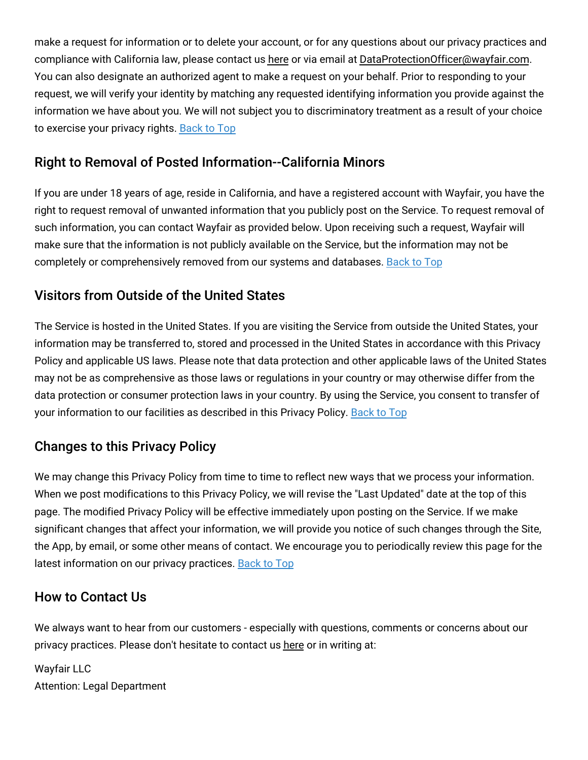make a request for information or to delete your account, or for any questions about our privacy practices and compliance with California law, please contact us here or via email at DataProtectionOfficer@wayfair.com. You can also designate an authorized agent to make a request on your behalf. Prior to responding to your request, we will verify your identity by matching any requested identifying information you provide against the information we have about you. We will not subject you to discriminatory treatment as a result of your choice to exercise your privacy rights. Back to Top

## Right to Removal of Posted Information--California Minors

If you are under 18 years of age, reside in California, and have a registered account with Wayfair, you have the right to request removal of unwanted information that you publicly post on the Service. To request removal of such information, you can contact Wayfair as provided below. Upon receiving such a request, Wayfair will make sure that the information is not publicly available on the Service, but the information may not be completely or comprehensively removed from our systems and databases. Back to Top

## Visitors from Outside of the United States

The Service is hosted in the United States. If you are visiting the Service from outside the United States, your information may be transferred to, stored and processed in the United States in accordance with this Privacy Policy and applicable US laws. Please note that data protection and other applicable laws of the United States may not be as comprehensive as those laws or regulations in your country or may otherwise differ from the data protection or consumer protection laws in your country. By using the Service, you consent to transfer of your information to our facilities as described in this Privacy Policy. Back to Top

## Changes to this Privacy Policy

We may change this Privacy Policy from time to time to reflect new ways that we process your information. When we post modifications to this Privacy Policy, we will revise the "Last Updated" date at the top of this page. The modified Privacy Policy will be effective immediately upon posting on the Service. If we make significant changes that affect your information, we will provide you notice of such changes through the Site, the App, by email, or some other means of contact. We encourage you to periodically review this page for the latest information on our privacy practices. Back to Top

## How to Contact Us

We always want to hear from our customers - especially with questions, comments or concerns about our privacy practices. Please don't hesitate to contact us here or in writing at:

Wayfair LLC
Attention: Legal Department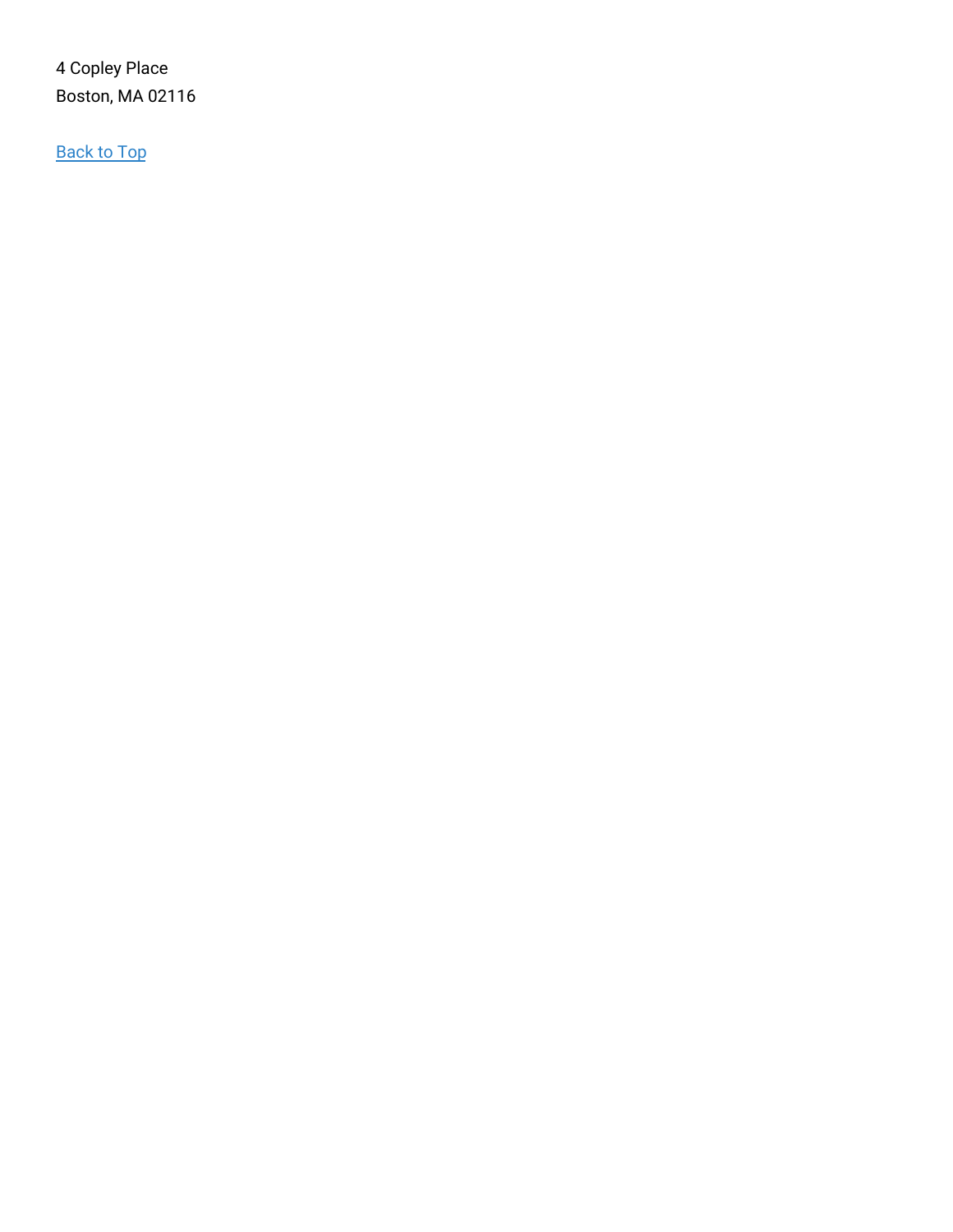4 Copley Place
Boston, MA 02116

Back to Top